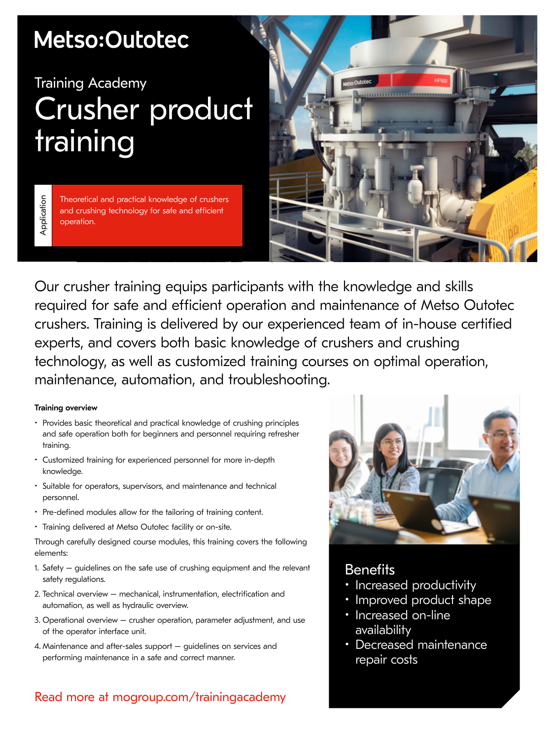Metso:Outotec

Training Academy

# Crusher product training

**Application**

Theoretical and practical knowledge of crushers and crushing technology for safe and efficient operation.

Our crusher training equips participants with the knowledge and skills required for safe and efficient operation and maintenance of Metso Outotec crushers. Training is delivered by our experienced team of in-house certified experts, and covers both basic knowledge of crushers and crushing technology, as well as customized training courses on optimal operation, maintenance, automation, and troubleshooting.

**Training overview**

- Provides basic theoretical and practical knowledge of crushing principles and safe operation both for beginners and personnel requiring refresher training.
- Customized training for experienced personnel for more in-depth knowledge.
- Suitable for operators, supervisors, and maintenance and technical personnel.
- Pre-defined modules allow for the tailoring of training content.
- Training delivered at Metso Outotec facility or on-site.

Through carefully designed course modules, this training covers the following elements:

1. Safety — guidelines on the safe use of crushing equipment and the relevant safety regulations.
2. Technical overview — mechanical, instrumentation, electrification and automation, as well as hydraulic overview.
3. Operational overview — crusher operation, parameter adjustment, and use of the operator interface unit.
4. Maintenance and after-sales support — guidelines on services and performing maintenance in a safe and correct manner.

## Benefits

- Increased productivity
- Improved product shape
- Increased on-line availability
- Decreased maintenance repair costs

Read more at mogroup.com/trainingacademy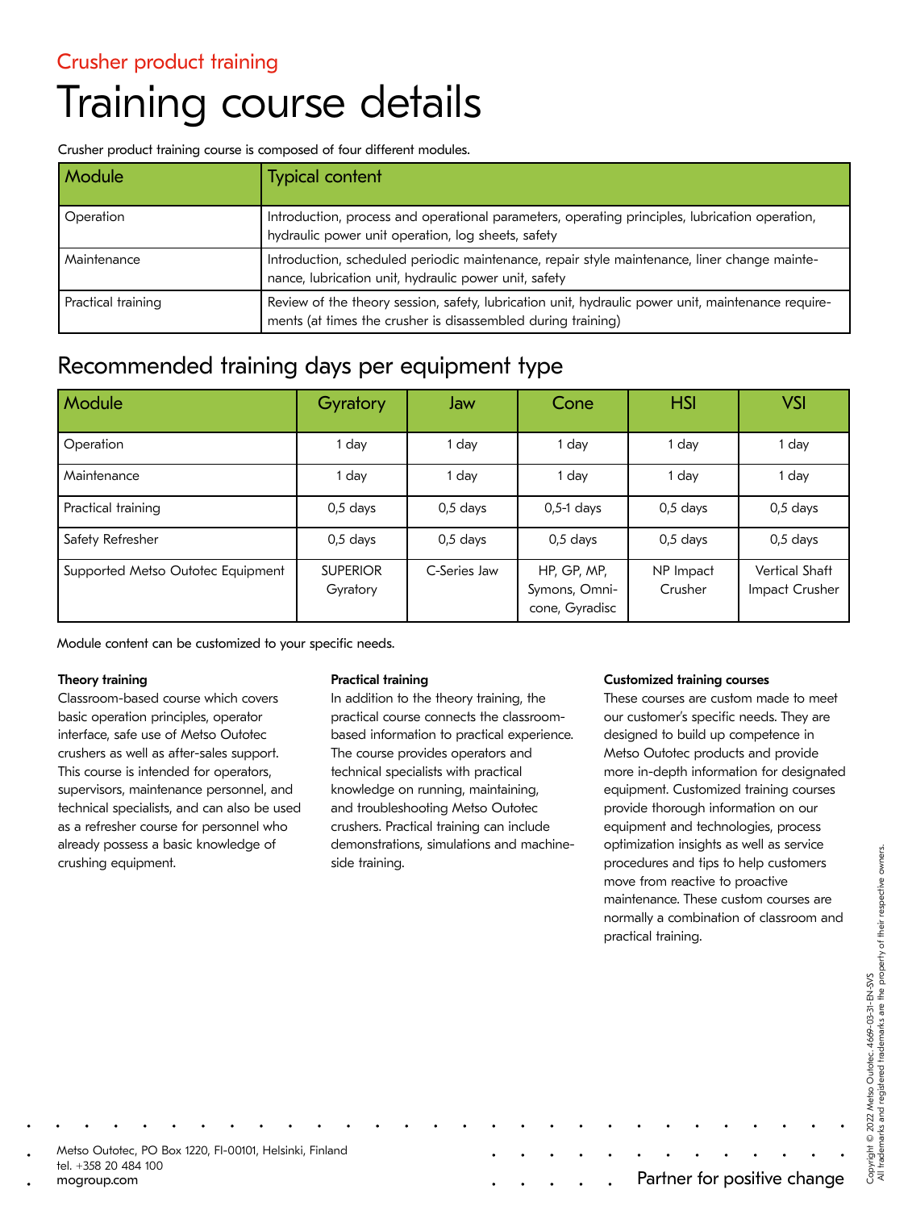Crusher product training

# Training course details

Crusher product training course is composed of four different modules.

| Module | Typical content |
|---|---|
| Operation | Introduction, process and operational parameters, operating principles, lubrication operation, hydraulic power unit operation, log sheets, safety |
| Maintenance | Introduction, scheduled periodic maintenance, repair style maintenance, liner change maintenance, lubrication unit, hydraulic power unit, safety |
| Practical training | Review of the theory session, safety, lubrication unit, hydraulic power unit, maintenance requirements (at times the crusher is disassembled during training) |

## Recommended training days per equipment type

| Module | Gyratory | Jaw | Cone | HSI | VSI |
|---|---|---|---|---|---|
| Operation | 1 day | 1 day | 1 day | 1 day | 1 day |
| Maintenance | 1 day | 1 day | 1 day | 1 day | 1 day |
| Practical training | 0,5 days | 0,5 days | 0,5-1 days | 0,5 days | 0,5 days |
| Safety Refresher | 0,5 days | 0,5 days | 0,5 days | 0,5 days | 0,5 days |
| Supported Metso Outotec Equipment | SUPERIOR Gyratory | C-Series Jaw | HP, GP, MP, Symons, Omnicone, Gyradisc | NP Impact Crusher | Vertical Shaft Impact Crusher |

Module content can be customized to your specific needs.

**Theory training**

Classroom-based course which covers basic operation principles, operator interface, safe use of Metso Outotec crushers as well as after-sales support. This course is intended for operators, supervisors, maintenance personnel, and technical specialists, and can also be used as a refresher course for personnel who already possess a basic knowledge of crushing equipment.

**Practical training**

In addition to the theory training, the practical course connects the classroom-based information to practical experience. The course provides operators and technical specialists with practical knowledge on running, maintaining, and troubleshooting Metso Outotec crushers. Practical training can include demonstrations, simulations and machine-side training.

**Customized training courses**

These courses are custom made to meet our customer's specific needs. They are designed to build up competence in Metso Outotec products and provide more in-depth information for designated equipment. Customized training courses provide thorough information on our equipment and technologies, process optimization insights as well as service procedures and tips to help customers move from reactive to proactive maintenance. These custom courses are normally a combination of classroom and practical training.

Metso Outotec, PO Box 1220, FI-00101, Helsinki, Finland
tel. +358 20 484 100
mogroup.com

Partner for positive change

Copyright © 2022 Metso Outotec. 4669-03-31-EN-SVS
All trademarks and registered trademarks are the property of their respective owners.